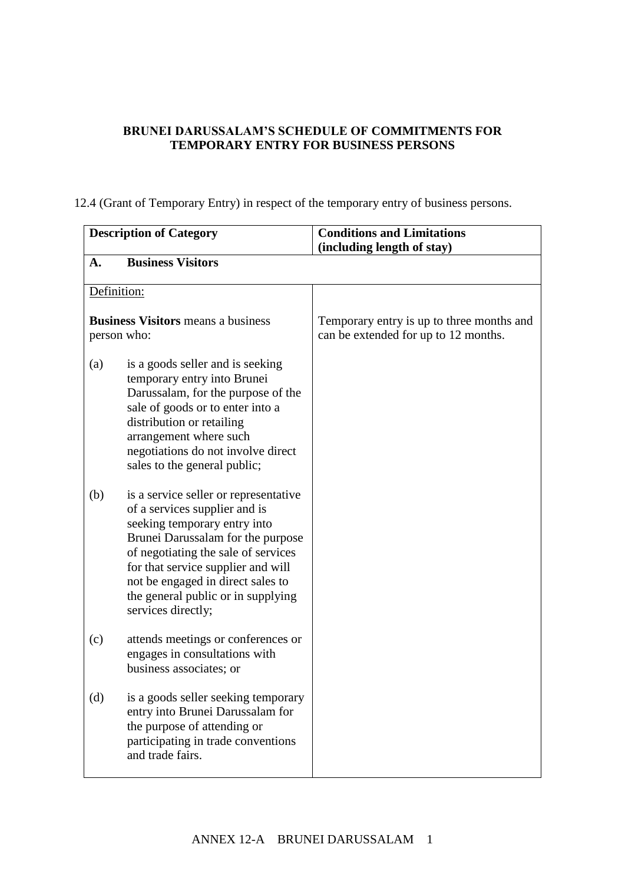**BRUNEI DARUSSALAM'S SCHEDULE OF COMMITMENTS FOR TEMPORARY ENTRY FOR BUSINESS PERSONS**

12.4 (Grant of Temporary Entry) in respect of the temporary entry of business persons.

| **Description of Category** | **Conditions and Limitations (including length of stay)** |
|---|---|
| **A. Business Visitors** | |
| Definition:<br><br>**Business Visitors** means a business person who:<br><br>(a) is a goods seller and is seeking temporary entry into Brunei Darussalam, for the purpose of the sale of goods or to enter into a distribution or retailing arrangement where such negotiations do not involve direct sales to the general public;<br><br>(b) is a service seller or representative of a services supplier and is seeking temporary entry into Brunei Darussalam for the purpose of negotiating the sale of services for that service supplier and will not be engaged in direct sales to the general public or in supplying services directly;<br><br>(c) attends meetings or conferences or engages in consultations with business associates; or<br><br>(d) is a goods seller seeking temporary entry into Brunei Darussalam for the purpose of attending or participating in trade conventions and trade fairs. | Temporary entry is up to three months and can be extended for up to 12 months. |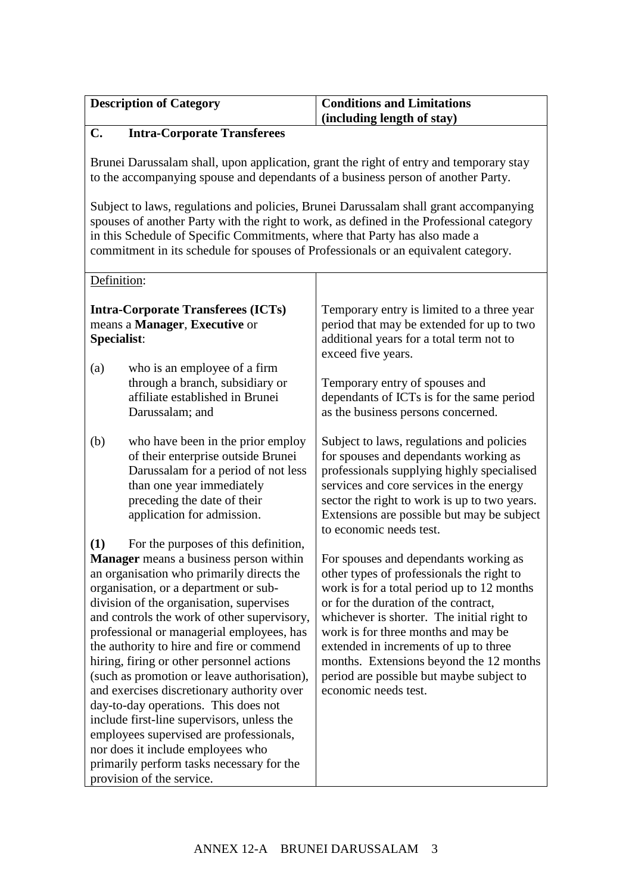| Description of Category | Conditions and Limitations (including length of stay) |
| --- | --- |
| **C. Intra-Corporate Transferees**<br><br>Brunei Darussalam shall, upon application, grant the right of entry and temporary stay to the accompanying spouse and dependants of a business person of another Party.<br><br>Subject to laws, regulations and policies, Brunei Darussalam shall grant accompanying spouses of another Party with the right to work, as defined in the Professional category in this Schedule of Specific Commitments, where that Party has also made a commitment in its schedule for spouses of Professionals or an equivalent category. | |
| Definition:<br><br>**Intra-Corporate Transferees (ICTs)** means a **Manager**, **Executive** or **Specialist**:<br><br>(a) who is an employee of a firm through a branch, subsidiary or affiliate established in Brunei Darussalam; and<br><br>(b) who have been in the prior employ of their enterprise outside Brunei Darussalam for a period of not less than one year immediately preceding the date of their application for admission.<br><br>**(1)** For the purposes of this definition, **Manager** means a business person within an organisation who primarily directs the organisation, or a department or sub-division of the organisation, supervises and controls the work of other supervisory, professional or managerial employees, has the authority to hire and fire or commend hiring, firing or other personnel actions (such as promotion or leave authorisation), and exercises discretionary authority over day-to-day operations. This does not include first-line supervisors, unless the employees supervised are professionals, nor does it include employees who primarily perform tasks necessary for the provision of the service. | Temporary entry is limited to a three year period that may be extended for up to two additional years for a total term not to exceed five years.<br><br>Temporary entry of spouses and dependants of ICTs is for the same period as the business persons concerned.<br><br>Subject to laws, regulations and policies for spouses and dependants working as professionals supplying highly specialised services and core services in the energy sector the right to work is up to two years. Extensions are possible but may be subject to economic needs test.<br><br>For spouses and dependants working as other types of professionals the right to work is for a total period up to 12 months or for the duration of the contract, whichever is shorter. The initial right to work is for three months and may be extended in increments of up to three months. Extensions beyond the 12 months period are possible but maybe subject to economic needs test. |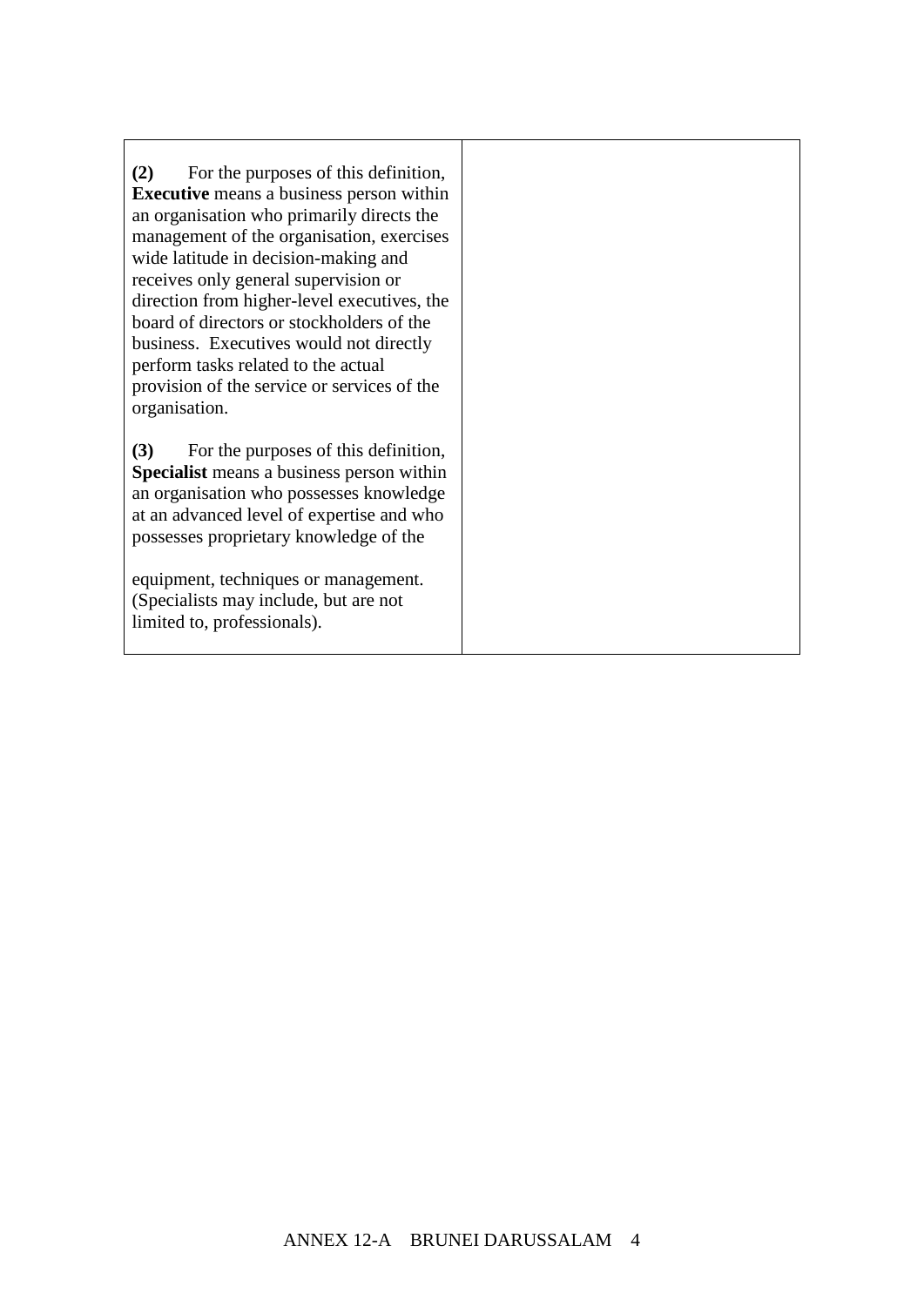| | |
|---|---|
| **(2)** For the purposes of this definition, **Executive** means a business person within an organisation who primarily directs the management of the organisation, exercises wide latitude in decision-making and receives only general supervision or direction from higher-level executives, the board of directors or stockholders of the business. Executives would not directly perform tasks related to the actual provision of the service or services of the organisation.<br><br>**(3)** For the purposes of this definition, **Specialist** means a business person within an organisation who possesses knowledge at an advanced level of expertise and who possesses proprietary knowledge of the equipment, techniques or management. (Specialists may include, but are not limited to, professionals). | |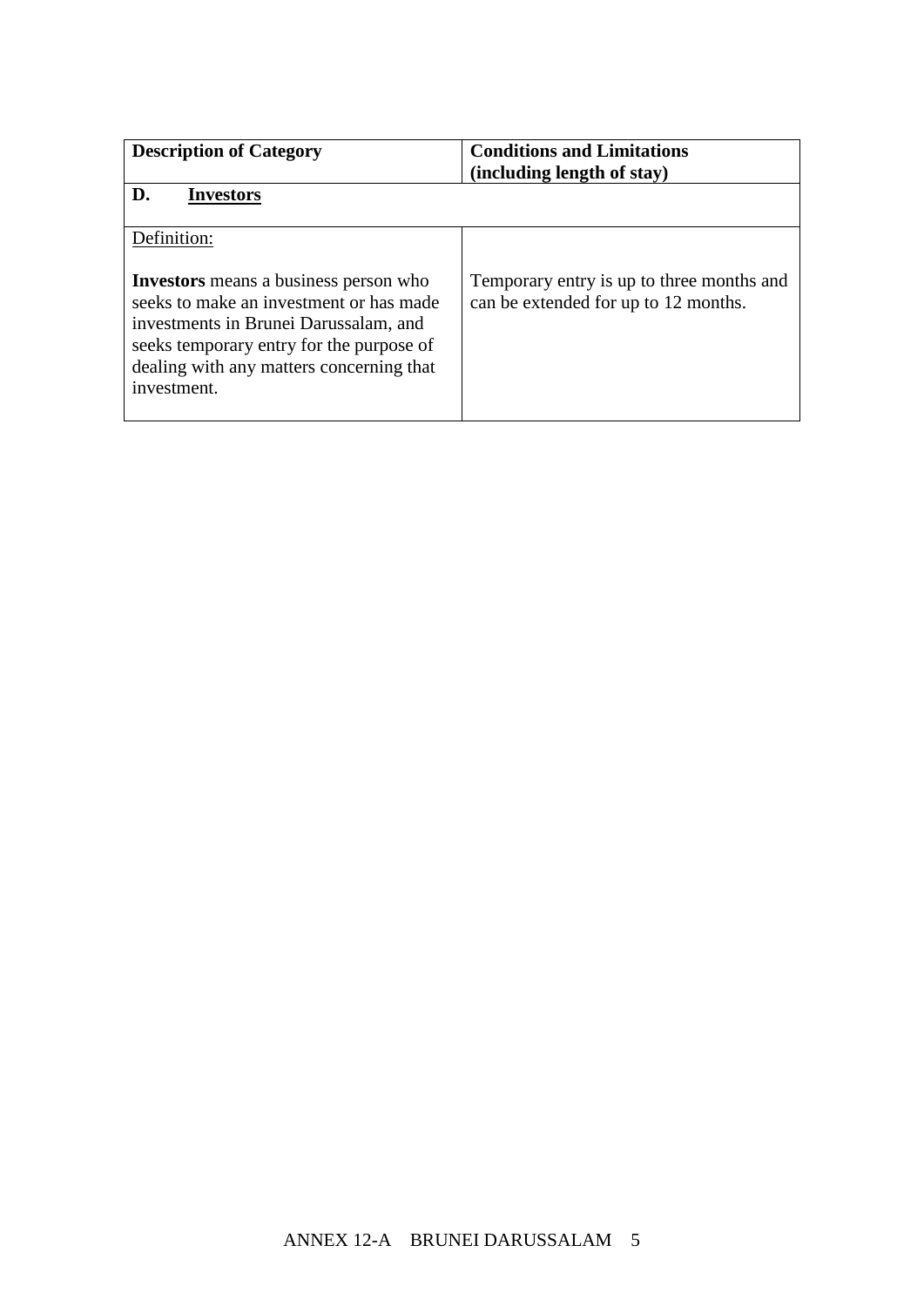| **Description of Category** | **Conditions and Limitations (including length of stay)** |
| --- | --- |
| **D. Investors** | |
| Definition:<br><br>**Investors** means a business person who seeks to make an investment or has made investments in Brunei Darussalam, and seeks temporary entry for the purpose of dealing with any matters concerning that investment. | Temporary entry is up to three months and can be extended for up to 12 months. |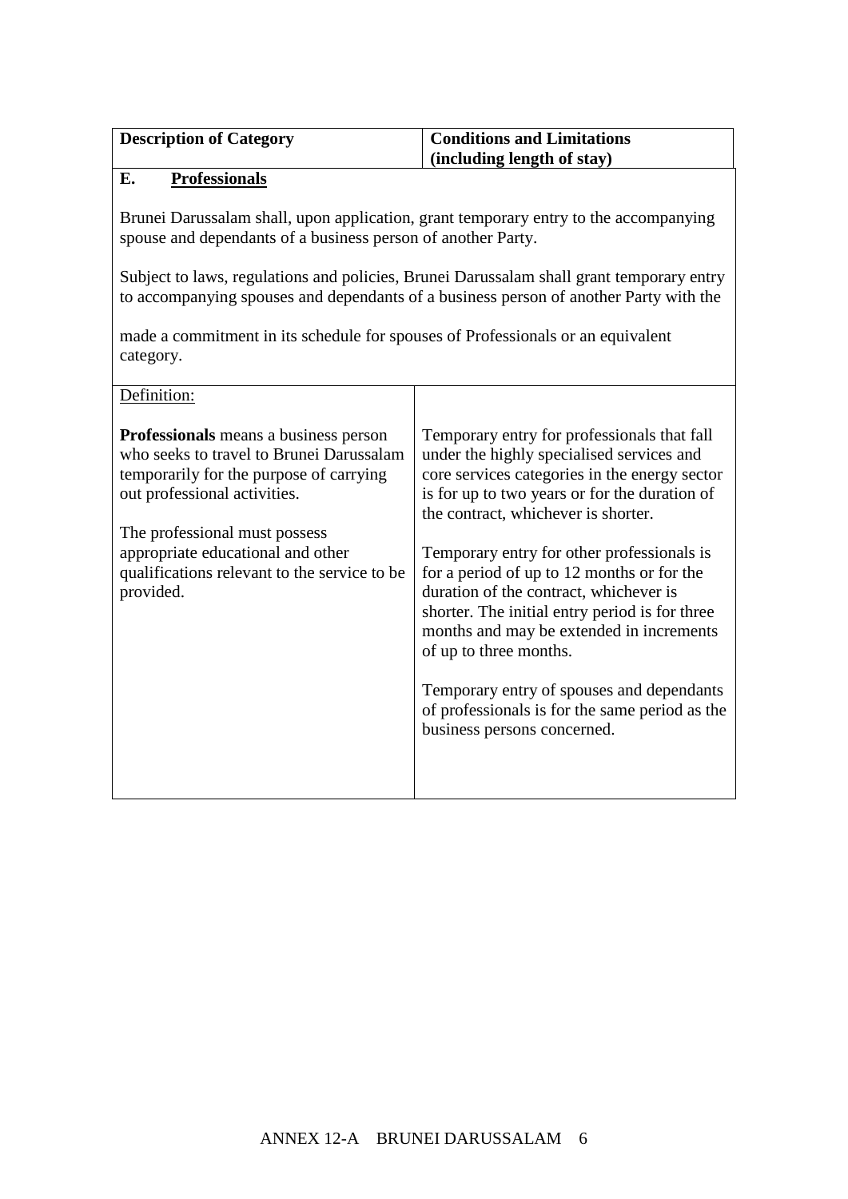| Description of Category | Conditions and Limitations (including length of stay) |
|---|---|
| **E. Professionals**<br><br>Brunei Darussalam shall, upon application, grant temporary entry to the accompanying spouse and dependants of a business person of another Party.<br><br>Subject to laws, regulations and policies, Brunei Darussalam shall grant temporary entry to accompanying spouses and dependants of a business person of another Party with the<br><br>made a commitment in its schedule for spouses of Professionals or an equivalent category. | |
| Definition:<br><br>**Professionals** means a business person who seeks to travel to Brunei Darussalam temporarily for the purpose of carrying out professional activities.<br><br>The professional must possess appropriate educational and other qualifications relevant to the service to be provided. | Temporary entry for professionals that fall under the highly specialised services and core services categories in the energy sector is for up to two years or for the duration of the contract, whichever is shorter.<br><br>Temporary entry for other professionals is for a period of up to 12 months or for the duration of the contract, whichever is shorter. The initial entry period is for three months and may be extended in increments of up to three months.<br><br>Temporary entry of spouses and dependants of professionals is for the same period as the business persons concerned. |